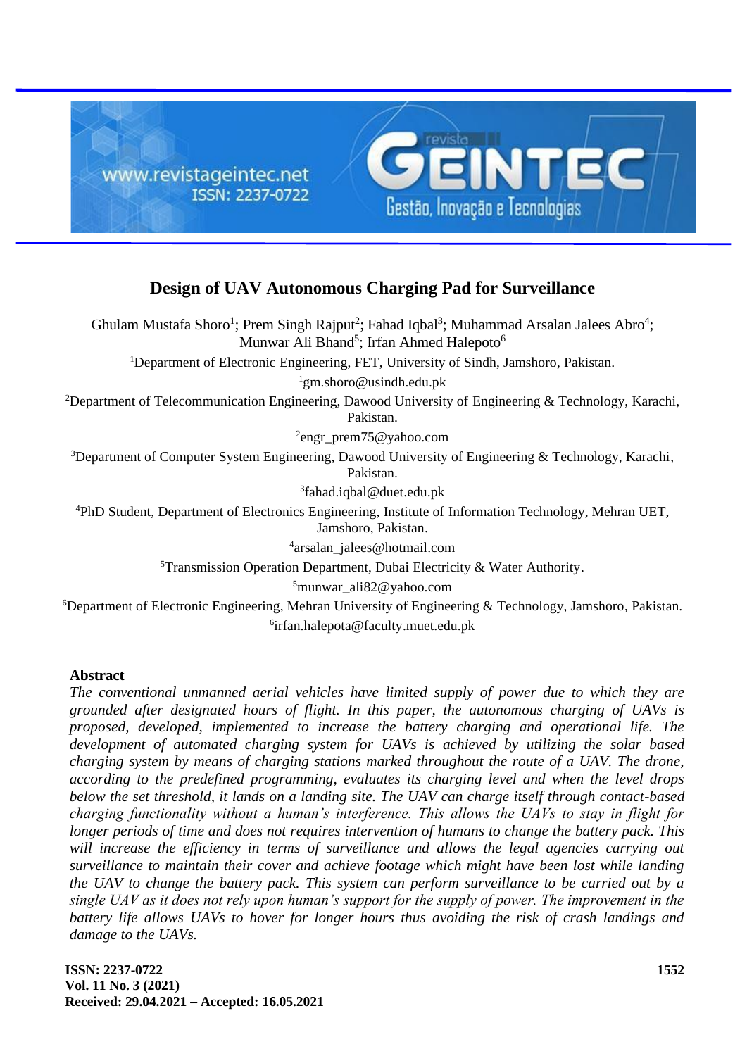# Design of UAV Autonomous Charging Pad for Surveillance

Ghulam Mustafa Shoro[1]; Prem Singh Rajput[2]; Fahad Iqbal[3]; Muhammad Arsalan Jalees Abro[4]; Munwar Ali Bhand[5]; Irfan Ahmed Halepoto[6]

[1]Department of Electronic Engineering, FET, University of Sindh, Jamshoro, Pakistan.

[1]gm.shoro@usindh.edu.pk

[2]Department of Telecommunication Engineering, Dawood University of Engineering & Technology, Karachi, Pakistan.

[2]engr_prem75@yahoo.com

[3]Department of Computer System Engineering, Dawood University of Engineering & Technology, Karachi, Pakistan.

[3]fahad.iqbal@duet.edu.pk

[4]PhD Student, Department of Electronics Engineering, Institute of Information Technology, Mehran UET, Jamshoro, Pakistan.

[4]arsalan_jalees@hotmail.com

[5]Transmission Operation Department, Dubai Electricity & Water Authority.

[5]munwar_ali82@yahoo.com

[6]Department of Electronic Engineering, Mehran University of Engineering & Technology, Jamshoro, Pakistan.

[6]irfan.halepota@faculty.muet.edu.pk

## Abstract

*The conventional unmanned aerial vehicles have limited supply of power due to which they are grounded after designated hours of flight. In this paper, the autonomous charging of UAVs is proposed, developed, implemented to increase the battery charging and operational life. The development of automated charging system for UAVs is achieved by utilizing the solar based charging system by means of charging stations marked throughout the route of a UAV. The drone, according to the predefined programming, evaluates its charging level and when the level drops below the set threshold, it lands on a landing site. The UAV can charge itself through contact-based charging functionality without a human's interference. This allows the UAVs to stay in flight for longer periods of time and does not requires intervention of humans to change the battery pack. This will increase the efficiency in terms of surveillance and allows the legal agencies carrying out surveillance to maintain their cover and achieve footage which might have been lost while landing the UAV to change the battery pack. This system can perform surveillance to be carried out by a single UAV as it does not rely upon human's support for the supply of power. The improvement in the battery life allows UAVs to hover for longer hours thus avoiding the risk of crash landings and damage to the UAVs.*

**Received: 29.04.2021 – Accepted: 16.05.2021**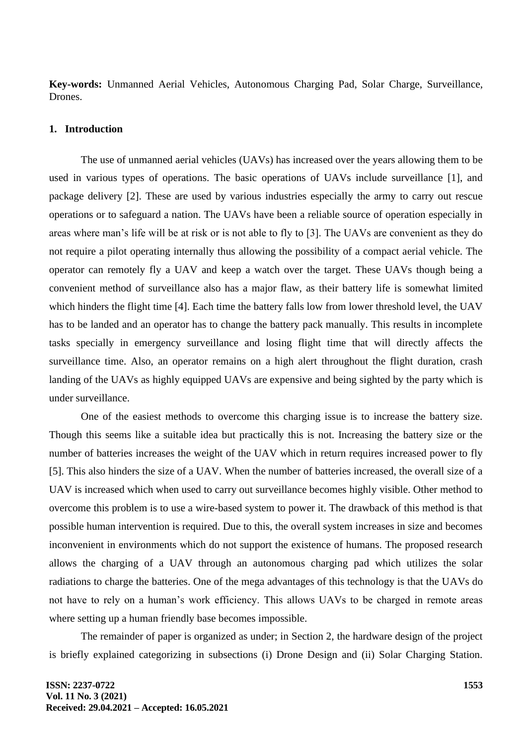**Key-words:** Unmanned Aerial Vehicles, Autonomous Charging Pad, Solar Charge, Surveillance, Drones.

## 1. Introduction

The use of unmanned aerial vehicles (UAVs) has increased over the years allowing them to be used in various types of operations. The basic operations of UAVs include surveillance [1], and package delivery [2]. These are used by various industries especially the army to carry out rescue operations or to safeguard a nation. The UAVs have been a reliable source of operation especially in areas where man's life will be at risk or is not able to fly to [3]. The UAVs are convenient as they do not require a pilot operating internally thus allowing the possibility of a compact aerial vehicle. The operator can remotely fly a UAV and keep a watch over the target. These UAVs though being a convenient method of surveillance also has a major flaw, as their battery life is somewhat limited which hinders the flight time [4]. Each time the battery falls low from lower threshold level, the UAV has to be landed and an operator has to change the battery pack manually. This results in incomplete tasks specially in emergency surveillance and losing flight time that will directly affects the surveillance time. Also, an operator remains on a high alert throughout the flight duration, crash landing of the UAVs as highly equipped UAVs are expensive and being sighted by the party which is under surveillance.

One of the easiest methods to overcome this charging issue is to increase the battery size. Though this seems like a suitable idea but practically this is not. Increasing the battery size or the number of batteries increases the weight of the UAV which in return requires increased power to fly [5]. This also hinders the size of a UAV. When the number of batteries increased, the overall size of a UAV is increased which when used to carry out surveillance becomes highly visible. Other method to overcome this problem is to use a wire-based system to power it. The drawback of this method is that possible human intervention is required. Due to this, the overall system increases in size and becomes inconvenient in environments which do not support the existence of humans. The proposed research allows the charging of a UAV through an autonomous charging pad which utilizes the solar radiations to charge the batteries. One of the mega advantages of this technology is that the UAVs do not have to rely on a human's work efficiency. This allows UAVs to be charged in remote areas where setting up a human friendly base becomes impossible.

The remainder of paper is organized as under; in Section 2, the hardware design of the project is briefly explained categorizing in subsections (i) Drone Design and (ii) Solar Charging Station.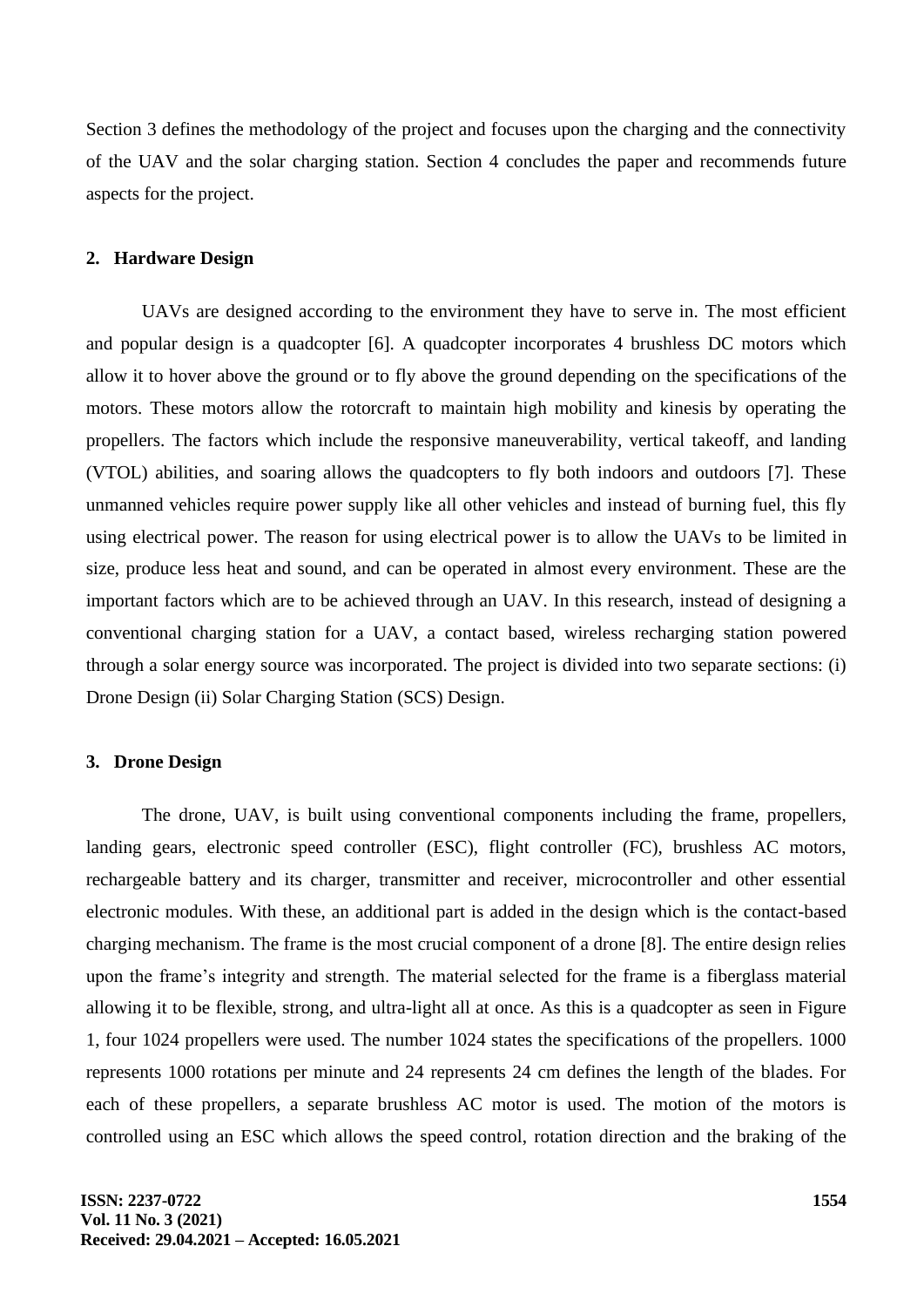Section 3 defines the methodology of the project and focuses upon the charging and the connectivity of the UAV and the solar charging station. Section 4 concludes the paper and recommends future aspects for the project.

## 2. Hardware Design

UAVs are designed according to the environment they have to serve in. The most efficient and popular design is a quadcopter [6]. A quadcopter incorporates 4 brushless DC motors which allow it to hover above the ground or to fly above the ground depending on the specifications of the motors. These motors allow the rotorcraft to maintain high mobility and kinesis by operating the propellers. The factors which include the responsive maneuverability, vertical takeoff, and landing (VTOL) abilities, and soaring allows the quadcopters to fly both indoors and outdoors [7]. These unmanned vehicles require power supply like all other vehicles and instead of burning fuel, this fly using electrical power. The reason for using electrical power is to allow the UAVs to be limited in size, produce less heat and sound, and can be operated in almost every environment. These are the important factors which are to be achieved through an UAV. In this research, instead of designing a conventional charging station for a UAV, a contact based, wireless recharging station powered through a solar energy source was incorporated. The project is divided into two separate sections: (i) Drone Design (ii) Solar Charging Station (SCS) Design.

## 3. Drone Design

The drone, UAV, is built using conventional components including the frame, propellers, landing gears, electronic speed controller (ESC), flight controller (FC), brushless AC motors, rechargeable battery and its charger, transmitter and receiver, microcontroller and other essential electronic modules. With these, an additional part is added in the design which is the contact-based charging mechanism. The frame is the most crucial component of a drone [8]. The entire design relies upon the frame's integrity and strength. The material selected for the frame is a fiberglass material allowing it to be flexible, strong, and ultra-light all at once. As this is a quadcopter as seen in Figure 1, four 1024 propellers were used. The number 1024 states the specifications of the propellers. 1000 represents 1000 rotations per minute and 24 represents 24 cm defines the length of the blades. For each of these propellers, a separate brushless AC motor is used. The motion of the motors is controlled using an ESC which allows the speed control, rotation direction and the braking of the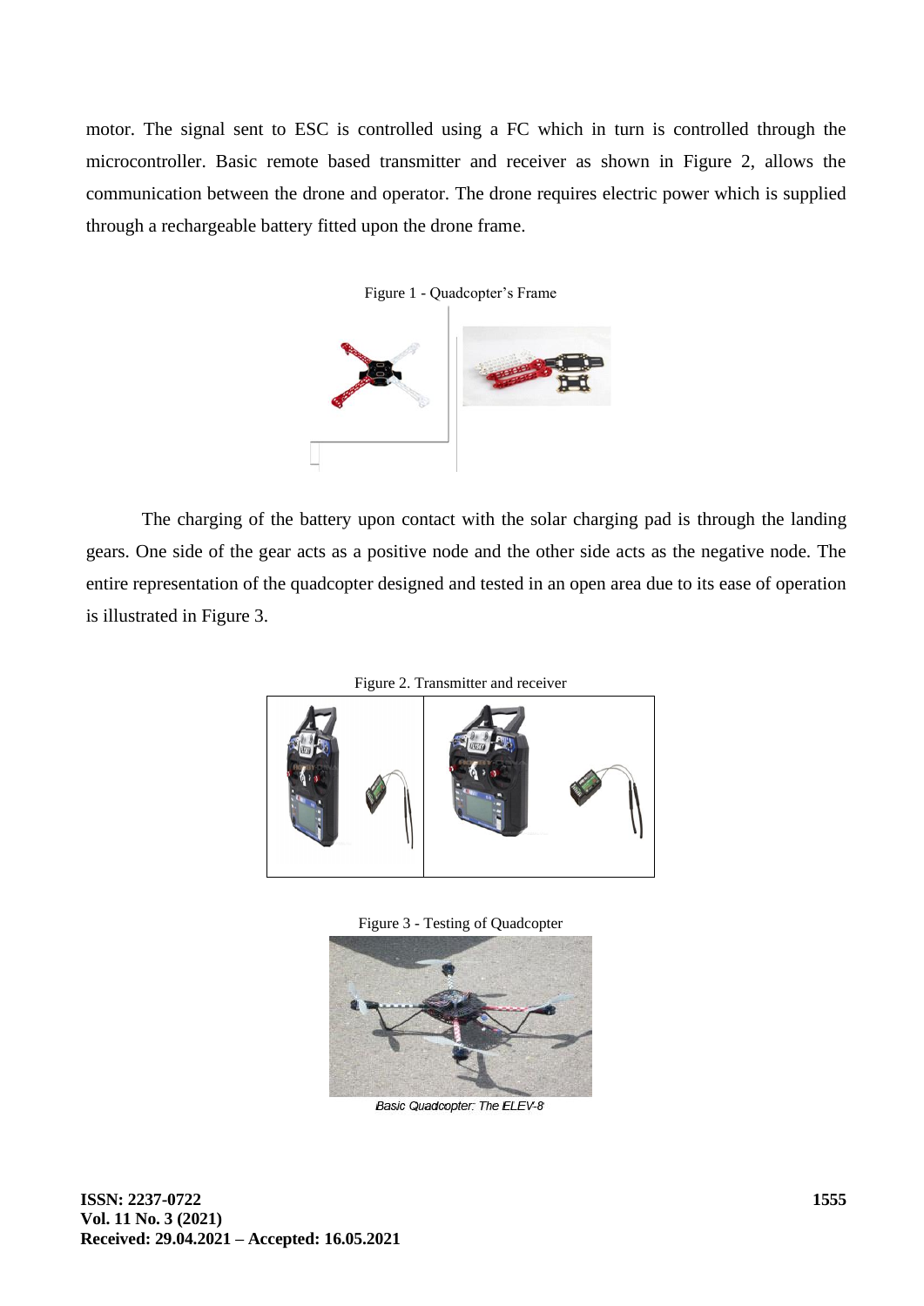motor. The signal sent to ESC is controlled using a FC which in turn is controlled through the microcontroller. Basic remote based transmitter and receiver as shown in Figure 2, allows the communication between the drone and operator. The drone requires electric power which is supplied through a rechargeable battery fitted upon the drone frame.

Figure 1 - Quadcopter's Frame

The charging of the battery upon contact with the solar charging pad is through the landing gears. One side of the gear acts as a positive node and the other side acts as the negative node. The entire representation of the quadcopter designed and tested in an open area due to its ease of operation is illustrated in Figure 3.

Figure 2. Transmitter and receiver

Figure 3 - Testing of Quadcopter

Basic Quadcopter: The ELEV-8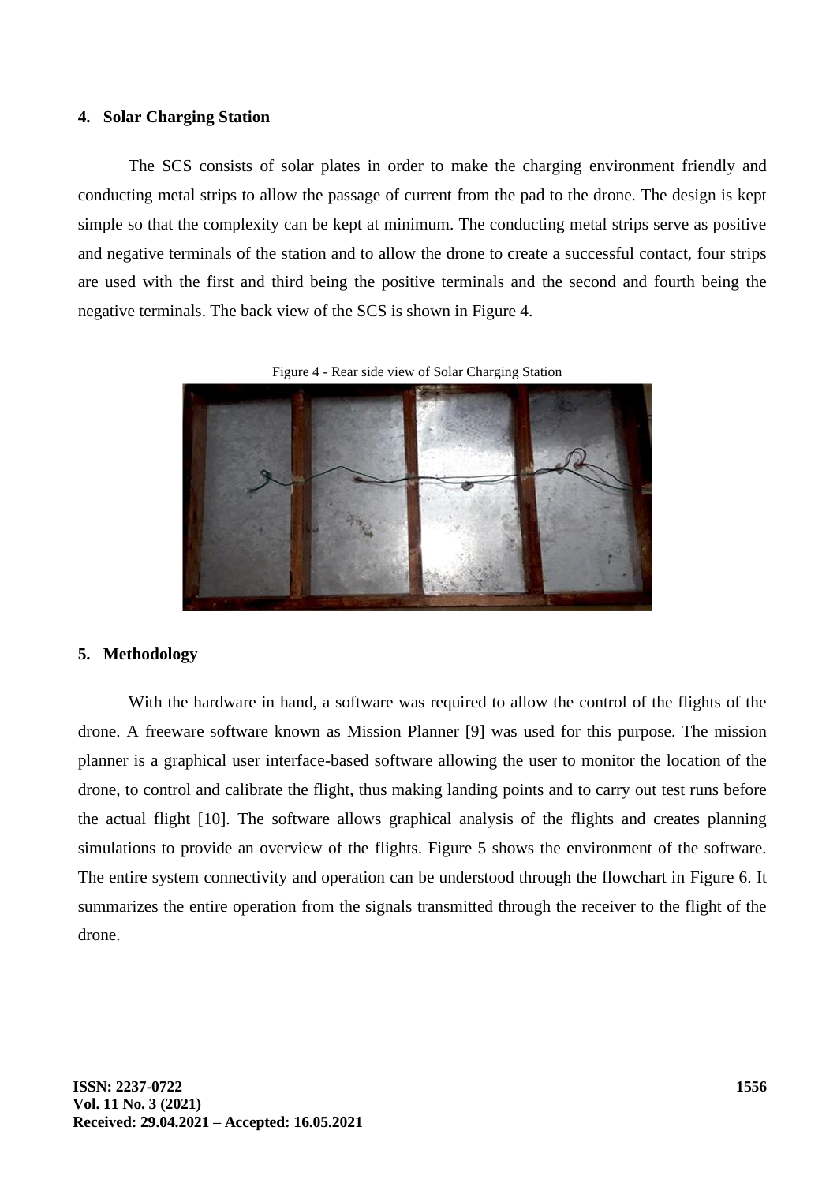## 4. Solar Charging Station

The SCS consists of solar plates in order to make the charging environment friendly and conducting metal strips to allow the passage of current from the pad to the drone. The design is kept simple so that the complexity can be kept at minimum. The conducting metal strips serve as positive and negative terminals of the station and to allow the drone to create a successful contact, four strips are used with the first and third being the positive terminals and the second and fourth being the negative terminals. The back view of the SCS is shown in Figure 4.

Figure 4 - Rear side view of Solar Charging Station

## 5. Methodology

With the hardware in hand, a software was required to allow the control of the flights of the drone. A freeware software known as Mission Planner [9] was used for this purpose. The mission planner is a graphical user interface-based software allowing the user to monitor the location of the drone, to control and calibrate the flight, thus making landing points and to carry out test runs before the actual flight [10]. The software allows graphical analysis of the flights and creates planning simulations to provide an overview of the flights. Figure 5 shows the environment of the software. The entire system connectivity and operation can be understood through the flowchart in Figure 6. It summarizes the entire operation from the signals transmitted through the receiver to the flight of the drone.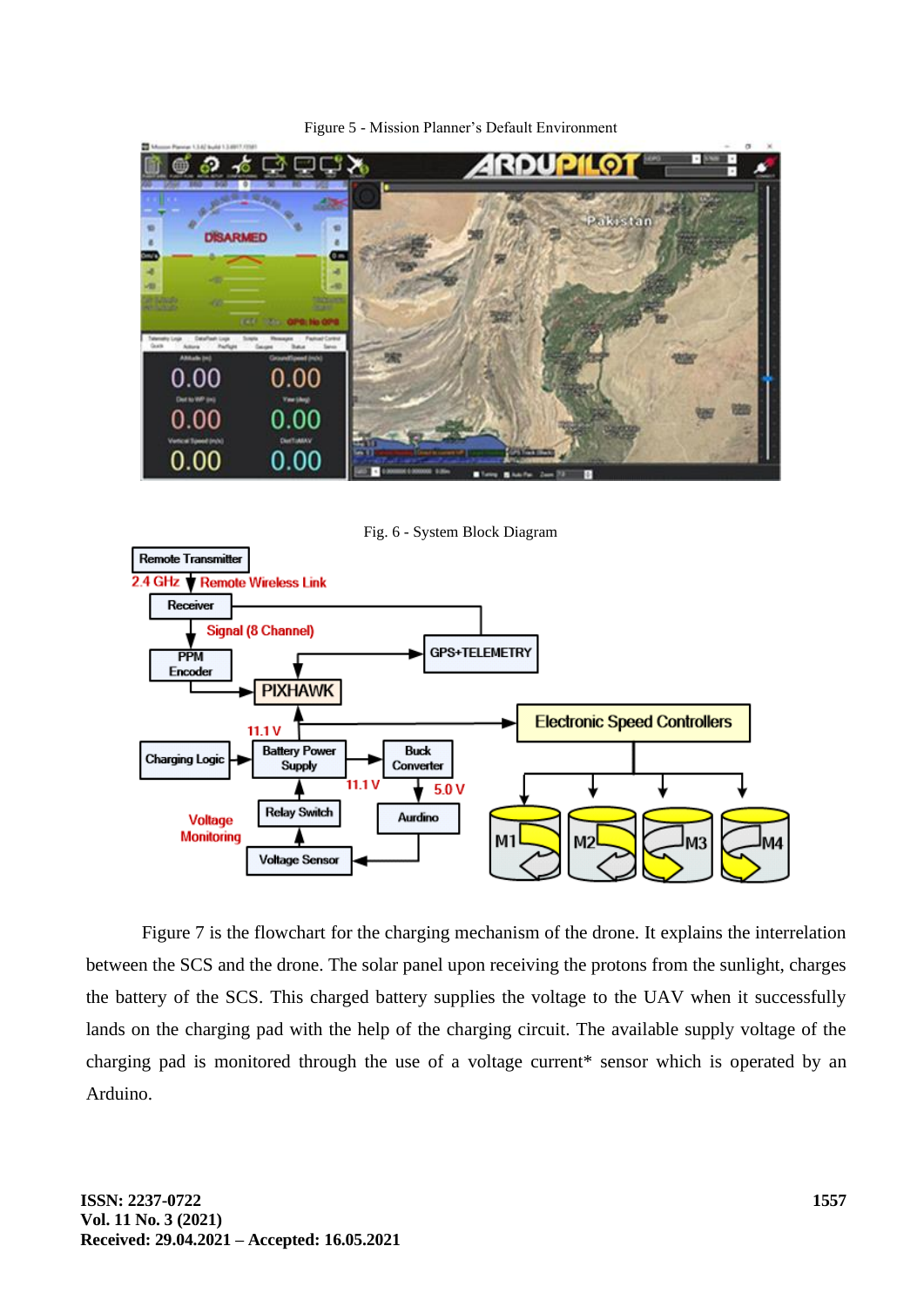Figure 5 - Mission Planner's Default Environment

Fig. 6 - System Block Diagram

Figure 7 is the flowchart for the charging mechanism of the drone. It explains the interrelation between the SCS and the drone. The solar panel upon receiving the protons from the sunlight, charges the battery of the SCS. This charged battery supplies the voltage to the UAV when it successfully lands on the charging pad with the help of the charging circuit. The available supply voltage of the charging pad is monitored through the use of a voltage current* sensor which is operated by an Arduino.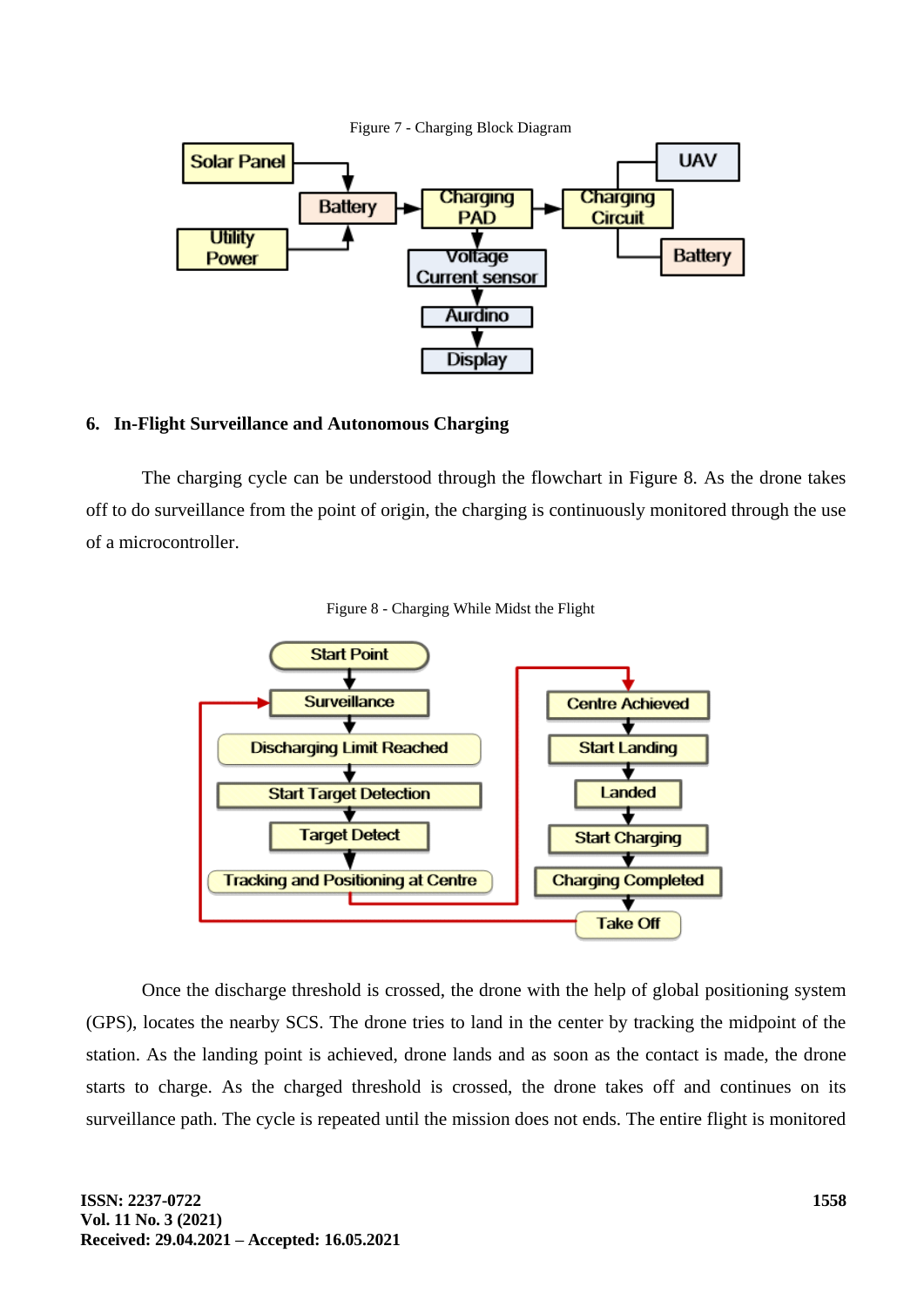Figure 7 - Charging Block Diagram

## 6. In-Flight Surveillance and Autonomous Charging

The charging cycle can be understood through the flowchart in Figure 8. As the drone takes off to do surveillance from the point of origin, the charging is continuously monitored through the use of a microcontroller.

Figure 8 - Charging While Midst the Flight

Once the discharge threshold is crossed, the drone with the help of global positioning system (GPS), locates the nearby SCS. The drone tries to land in the center by tracking the midpoint of the station. As the landing point is achieved, drone lands and as soon as the contact is made, the drone starts to charge. As the charged threshold is crossed, the drone takes off and continues on its surveillance path. The cycle is repeated until the mission does not ends. The entire flight is monitored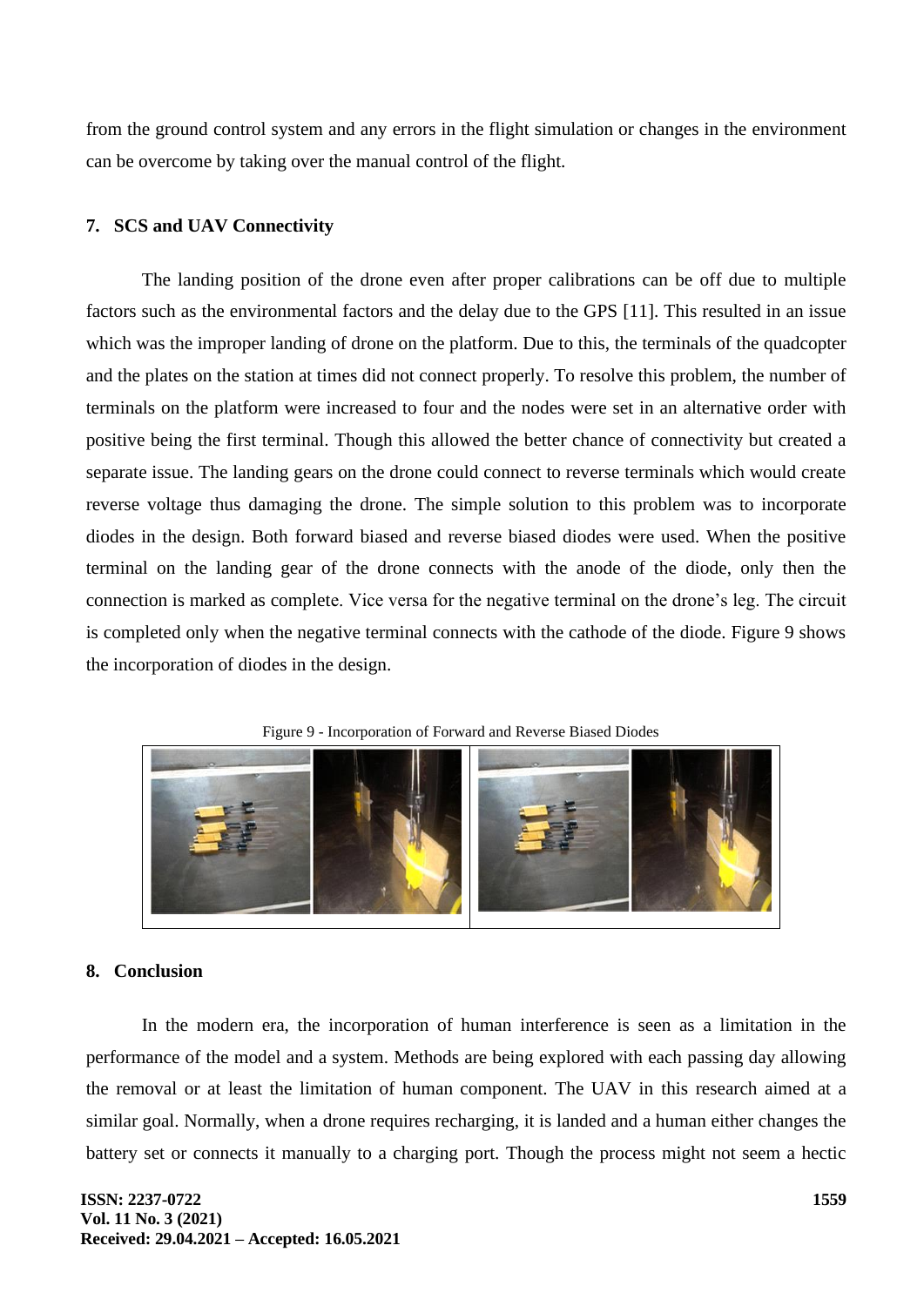from the ground control system and any errors in the flight simulation or changes in the environment can be overcome by taking over the manual control of the flight.

## 7. SCS and UAV Connectivity

The landing position of the drone even after proper calibrations can be off due to multiple factors such as the environmental factors and the delay due to the GPS [11]. This resulted in an issue which was the improper landing of drone on the platform. Due to this, the terminals of the quadcopter and the plates on the station at times did not connect properly. To resolve this problem, the number of terminals on the platform were increased to four and the nodes were set in an alternative order with positive being the first terminal. Though this allowed the better chance of connectivity but created a separate issue. The landing gears on the drone could connect to reverse terminals which would create reverse voltage thus damaging the drone. The simple solution to this problem was to incorporate diodes in the design. Both forward biased and reverse biased diodes were used. When the positive terminal on the landing gear of the drone connects with the anode of the diode, only then the connection is marked as complete. Vice versa for the negative terminal on the drone's leg. The circuit is completed only when the negative terminal connects with the cathode of the diode. Figure 9 shows the incorporation of diodes in the design.

Figure 9 - Incorporation of Forward and Reverse Biased Diodes

## 8. Conclusion

In the modern era, the incorporation of human interference is seen as a limitation in the performance of the model and a system. Methods are being explored with each passing day allowing the removal or at least the limitation of human component. The UAV in this research aimed at a similar goal. Normally, when a drone requires recharging, it is landed and a human either changes the battery set or connects it manually to a charging port. Though the process might not seem a hectic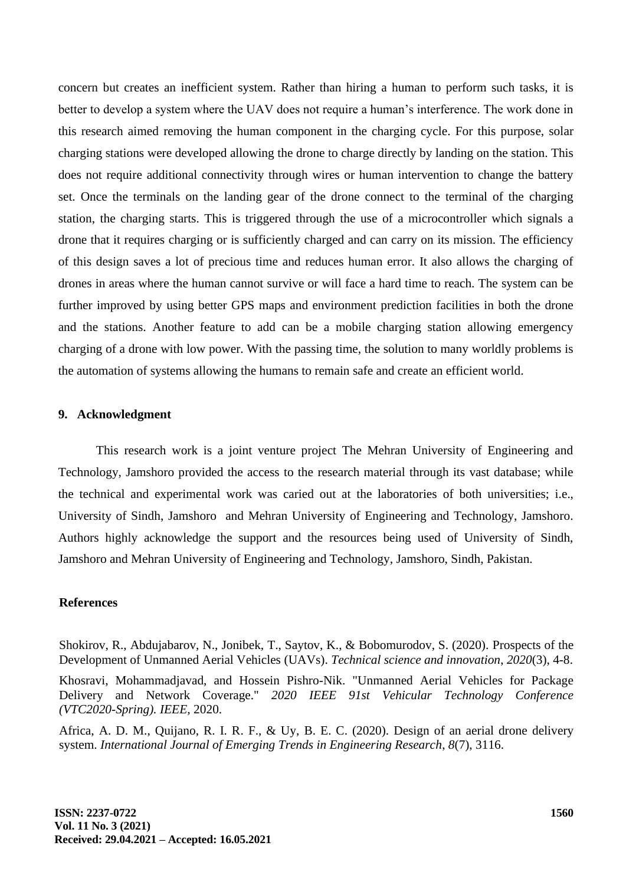concern but creates an inefficient system. Rather than hiring a human to perform such tasks, it is better to develop a system where the UAV does not require a human's interference. The work done in this research aimed removing the human component in the charging cycle. For this purpose, solar charging stations were developed allowing the drone to charge directly by landing on the station. This does not require additional connectivity through wires or human intervention to change the battery set. Once the terminals on the landing gear of the drone connect to the terminal of the charging station, the charging starts. This is triggered through the use of a microcontroller which signals a drone that it requires charging or is sufficiently charged and can carry on its mission. The efficiency of this design saves a lot of precious time and reduces human error. It also allows the charging of drones in areas where the human cannot survive or will face a hard time to reach. The system can be further improved by using better GPS maps and environment prediction facilities in both the drone and the stations. Another feature to add can be a mobile charging station allowing emergency charging of a drone with low power. With the passing time, the solution to many worldly problems is the automation of systems allowing the humans to remain safe and create an efficient world.

## 9. Acknowledgment

This research work is a joint venture project The Mehran University of Engineering and Technology, Jamshoro provided the access to the research material through its vast database; while the technical and experimental work was caried out at the laboratories of both universities; i.e., University of Sindh, Jamshoro and Mehran University of Engineering and Technology, Jamshoro. Authors highly acknowledge the support and the resources being used of University of Sindh, Jamshoro and Mehran University of Engineering and Technology, Jamshoro, Sindh, Pakistan.

## References

Shokirov, R., Abdujabarov, N., Jonibek, T., Saytov, K., & Bobomurodov, S. (2020). Prospects of the Development of Unmanned Aerial Vehicles (UAVs). *Technical science and innovation*, *2020*(3), 4-8.

Khosravi, Mohammadjavad, and Hossein Pishro-Nik. "Unmanned Aerial Vehicles for Package Delivery and Network Coverage." *2020 IEEE 91st Vehicular Technology Conference (VTC2020-Spring). IEEE,* 2020.

Africa, A. D. M., Quijano, R. I. R. F., & Uy, B. E. C. (2020). Design of an aerial drone delivery system. *International Journal of Emerging Trends in Engineering Research*, *8*(7), 3116.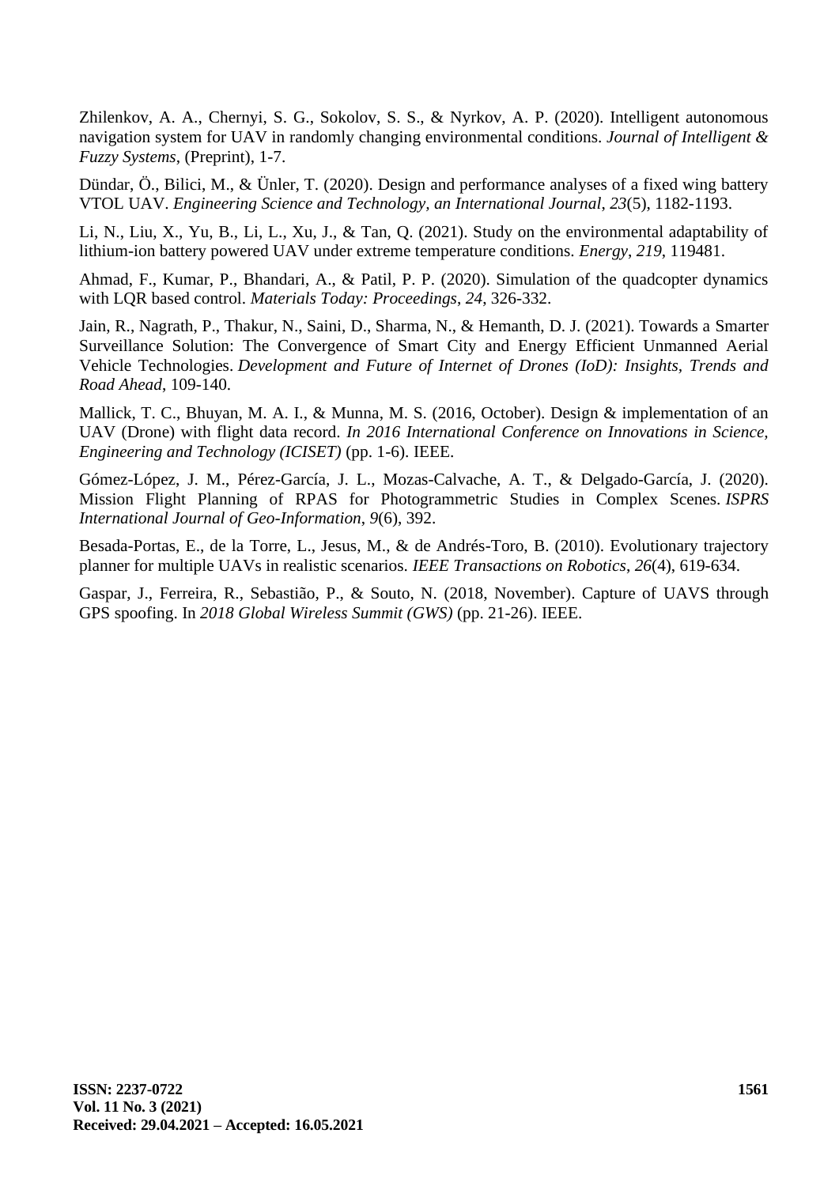Zhilenkov, A. A., Chernyi, S. G., Sokolov, S. S., & Nyrkov, A. P. (2020). Intelligent autonomous navigation system for UAV in randomly changing environmental conditions. *Journal of Intelligent & Fuzzy Systems*, (Preprint), 1-7.

Dündar, Ö., Bilici, M., & Ünler, T. (2020). Design and performance analyses of a fixed wing battery VTOL UAV. *Engineering Science and Technology, an International Journal*, *23*(5), 1182-1193.

Li, N., Liu, X., Yu, B., Li, L., Xu, J., & Tan, Q. (2021). Study on the environmental adaptability of lithium-ion battery powered UAV under extreme temperature conditions. *Energy*, *219*, 119481.

Ahmad, F., Kumar, P., Bhandari, A., & Patil, P. P. (2020). Simulation of the quadcopter dynamics with LQR based control. *Materials Today: Proceedings*, *24*, 326-332.

Jain, R., Nagrath, P., Thakur, N., Saini, D., Sharma, N., & Hemanth, D. J. (2021). Towards a Smarter Surveillance Solution: The Convergence of Smart City and Energy Efficient Unmanned Aerial Vehicle Technologies. *Development and Future of Internet of Drones (IoD): Insights, Trends and Road Ahead*, 109-140.

Mallick, T. C., Bhuyan, M. A. I., & Munna, M. S. (2016, October). Design & implementation of an UAV (Drone) with flight data record. *In 2016 International Conference on Innovations in Science, Engineering and Technology (ICISET)* (pp. 1-6). IEEE.

Gómez-López, J. M., Pérez-García, J. L., Mozas-Calvache, A. T., & Delgado-García, J. (2020). Mission Flight Planning of RPAS for Photogrammetric Studies in Complex Scenes. *ISPRS International Journal of Geo-Information*, *9*(6), 392.

Besada-Portas, E., de la Torre, L., Jesus, M., & de Andrés-Toro, B. (2010). Evolutionary trajectory planner for multiple UAVs in realistic scenarios. *IEEE Transactions on Robotics*, *26*(4), 619-634.

Gaspar, J., Ferreira, R., Sebastião, P., & Souto, N. (2018, November). Capture of UAVS through GPS spoofing. In *2018 Global Wireless Summit (GWS)* (pp. 21-26). IEEE.